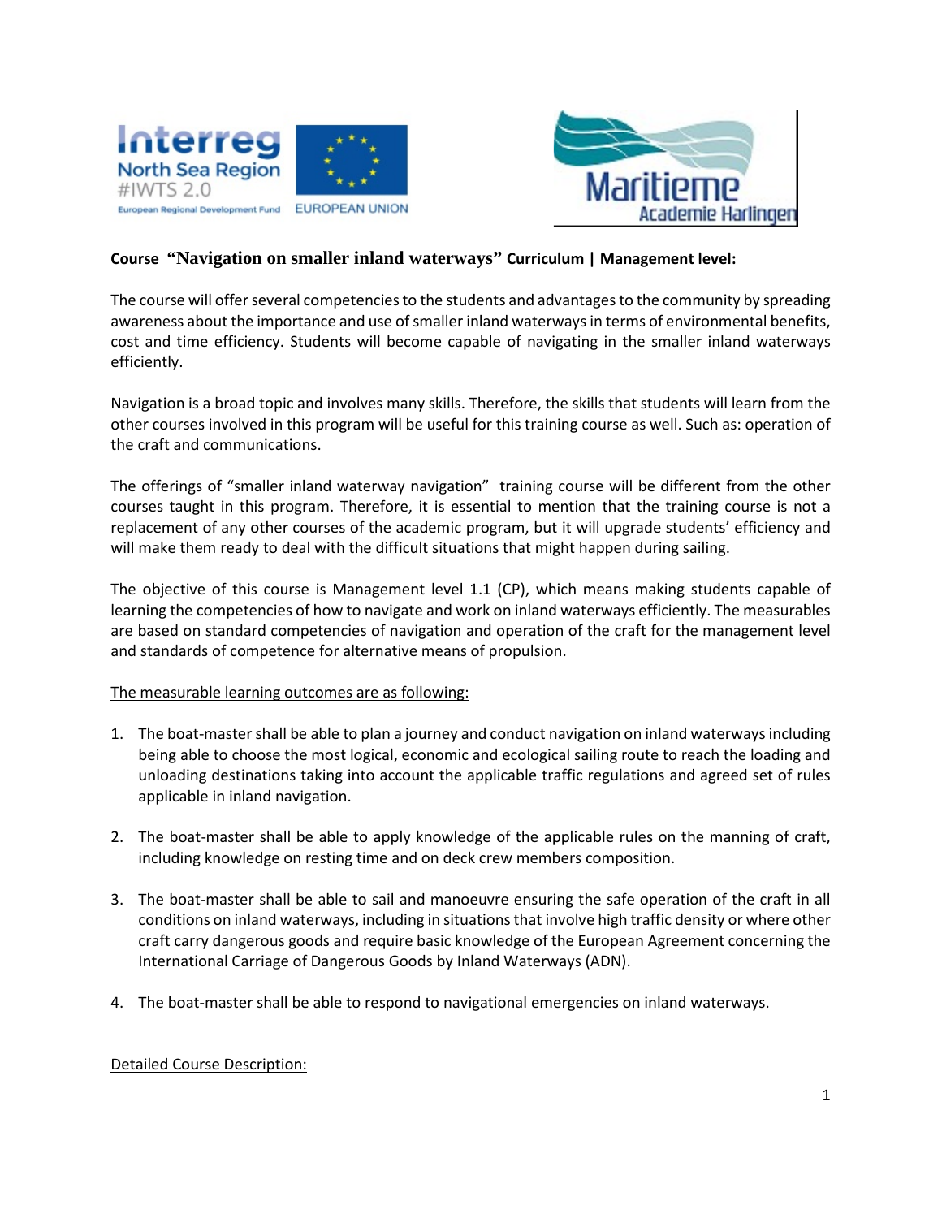**Course "Navigation on smaller inland waterways" Curriculum | Management level:**

The course will offer several competencies to the students and advantages to the community by spreading awareness about the importance and use of smaller inland waterways in terms of environmental benefits, cost and time efficiency. Students will become capable of navigating in the smaller inland waterways efficiently.

Navigation is a broad topic and involves many skills. Therefore, the skills that students will learn from the other courses involved in this program will be useful for this training course as well. Such as: operation of the craft and communications.

The offerings of "smaller inland waterway navigation" training course will be different from the other courses taught in this program. Therefore, it is essential to mention that the training course is not a replacement of any other courses of the academic program, but it will upgrade students' efficiency and will make them ready to deal with the difficult situations that might happen during sailing.

The objective of this course is Management level 1.1 (CP), which means making students capable of learning the competencies of how to navigate and work on inland waterways efficiently. The measurables are based on standard competencies of navigation and operation of the craft for the management level and standards of competence for alternative means of propulsion.

The measurable learning outcomes are as following:

1. The boat-master shall be able to plan a journey and conduct navigation on inland waterways including being able to choose the most logical, economic and ecological sailing route to reach the loading and unloading destinations taking into account the applicable traffic regulations and agreed set of rules applicable in inland navigation.

2. The boat-master shall be able to apply knowledge of the applicable rules on the manning of craft, including knowledge on resting time and on deck crew members composition.

3. The boat-master shall be able to sail and manoeuvre ensuring the safe operation of the craft in all conditions on inland waterways, including in situations that involve high traffic density or where other craft carry dangerous goods and require basic knowledge of the European Agreement concerning the International Carriage of Dangerous Goods by Inland Waterways (ADN).

4. The boat-master shall be able to respond to navigational emergencies on inland waterways.

Detailed Course Description: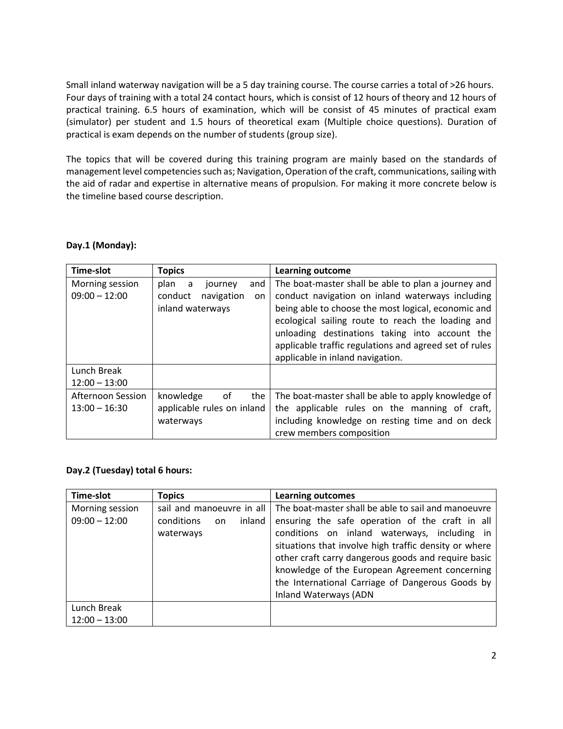Small inland waterway navigation will be a 5 day training course. The course carries a total of >26 hours. Four days of training with a total 24 contact hours, which is consist of 12 hours of theory and 12 hours of practical training. 6.5 hours of examination, which will be consist of 45 minutes of practical exam (simulator) per student and 1.5 hours of theoretical exam (Multiple choice questions). Duration of practical is exam depends on the number of students (group size).

The topics that will be covered during this training program are mainly based on the standards of management level competencies such as; Navigation, Operation of the craft, communications, sailing with the aid of radar and expertise in alternative means of propulsion. For making it more concrete below is the timeline based course description.

**Day.1 (Monday):**

| Time-slot | Topics | Learning outcome |
|---|---|---|
| Morning session 09:00 – 12:00 | plan a journey and conduct navigation on inland waterways | The boat-master shall be able to plan a journey and conduct navigation on inland waterways including being able to choose the most logical, economic and ecological sailing route to reach the loading and unloading destinations taking into account the applicable traffic regulations and agreed set of rules applicable in inland navigation. |
| Lunch Break 12:00 – 13:00 | | |
| Afternoon Session 13:00 – 16:30 | knowledge of the applicable rules on inland waterways | The boat-master shall be able to apply knowledge of the applicable rules on the manning of craft, including knowledge on resting time and on deck crew members composition |

**Day.2 (Tuesday) total 6 hours:**

| Time-slot | Topics | Learning outcomes |
|---|---|---|
| Morning session 09:00 – 12:00 | sail and manoeuvre in all conditions on inland waterways | The boat-master shall be able to sail and manoeuvre ensuring the safe operation of the craft in all conditions on inland waterways, including in situations that involve high traffic density or where other craft carry dangerous goods and require basic knowledge of the European Agreement concerning the International Carriage of Dangerous Goods by Inland Waterways (ADN |
| Lunch Break 12:00 – 13:00 | | |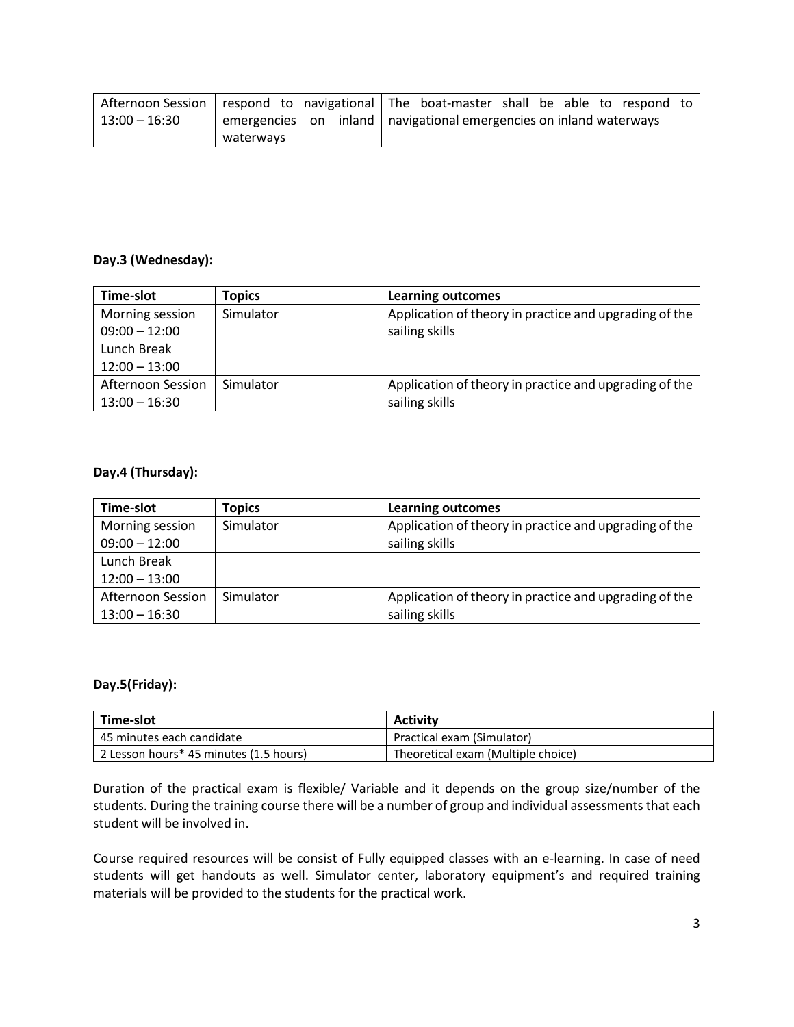| | | |
|---|---|---|
| Afternoon Session 13:00 – 16:30 | respond to navigational emergencies on inland waterways | The boat-master shall be able to respond to navigational emergencies on inland waterways |

**Day.3 (Wednesday):**

| Time-slot | Topics | Learning outcomes |
|---|---|---|
| Morning session 09:00 – 12:00 | Simulator | Application of theory in practice and upgrading of the sailing skills |
| Lunch Break 12:00 – 13:00 | | |
| Afternoon Session 13:00 – 16:30 | Simulator | Application of theory in practice and upgrading of the sailing skills |

**Day.4 (Thursday):**

| Time-slot | Topics | Learning outcomes |
|---|---|---|
| Morning session 09:00 – 12:00 | Simulator | Application of theory in practice and upgrading of the sailing skills |
| Lunch Break 12:00 – 13:00 | | |
| Afternoon Session 13:00 – 16:30 | Simulator | Application of theory in practice and upgrading of the sailing skills |

**Day.5(Friday):**

| Time-slot | Activity |
|---|---|
| 45 minutes each candidate | Practical exam (Simulator) |
| 2 Lesson hours* 45 minutes (1.5 hours) | Theoretical exam (Multiple choice) |

Duration of the practical exam is flexible/ Variable and it depends on the group size/number of the students. During the training course there will be a number of group and individual assessments that each student will be involved in.

Course required resources will be consist of Fully equipped classes with an e-learning. In case of need students will get handouts as well. Simulator center, laboratory equipment's and required training materials will be provided to the students for the practical work.